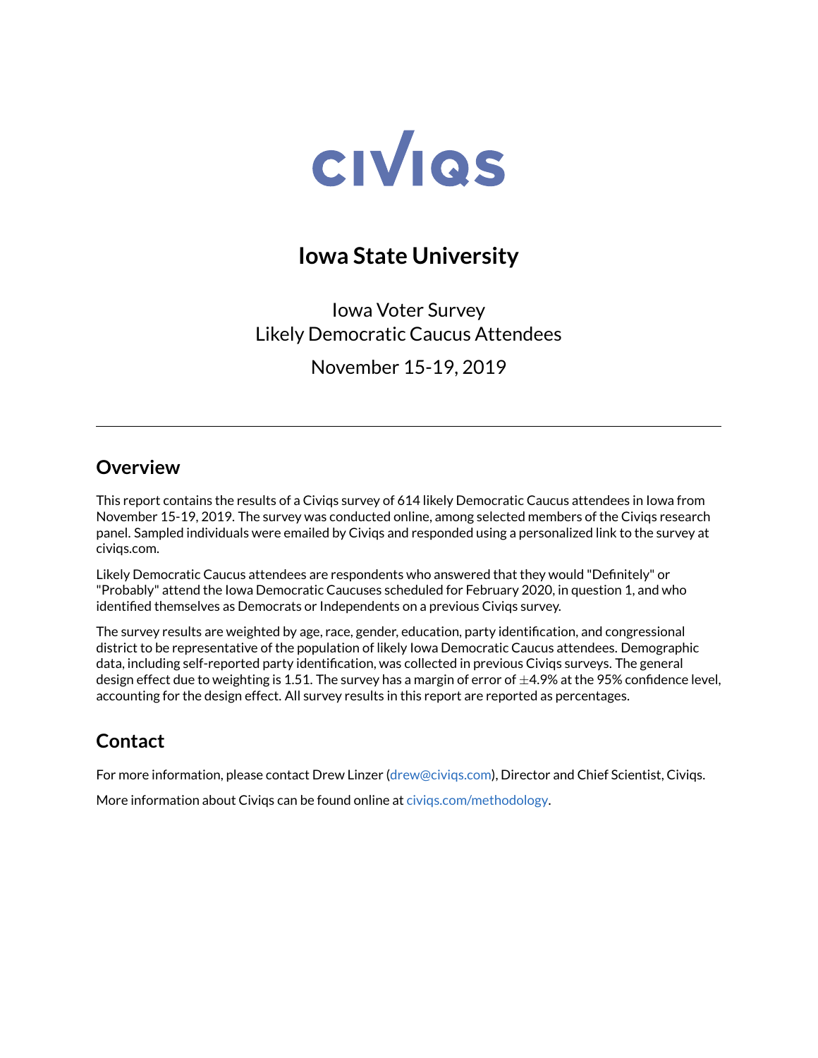# CIVIQS

## Iowa State University

Iowa Voter Survey
Likely Democratic Caucus Attendees

November 15-19, 2019

---

## Overview

This report contains the results of a Civiqs survey of 614 likely Democratic Caucus attendees in Iowa from November 15-19, 2019. The survey was conducted online, among selected members of the Civiqs research panel. Sampled individuals were emailed by Civiqs and responded using a personalized link to the survey at civiqs.com.

Likely Democratic Caucus attendees are respondents who answered that they would "Definitely" or "Probably" attend the Iowa Democratic Caucuses scheduled for February 2020, in question 1, and who identified themselves as Democrats or Independents on a previous Civiqs survey.

The survey results are weighted by age, race, gender, education, party identification, and congressional district to be representative of the population of likely Iowa Democratic Caucus attendees. Demographic data, including self-reported party identification, was collected in previous Civiqs surveys. The general design effect due to weighting is 1.51. The survey has a margin of error of $\pm$4.9% at the 95% confidence level, accounting for the design effect. All survey results in this report are reported as percentages.

## Contact

For more information, please contact Drew Linzer (drew@civiqs.com), Director and Chief Scientist, Civiqs.

More information about Civiqs can be found online at civiqs.com/methodology.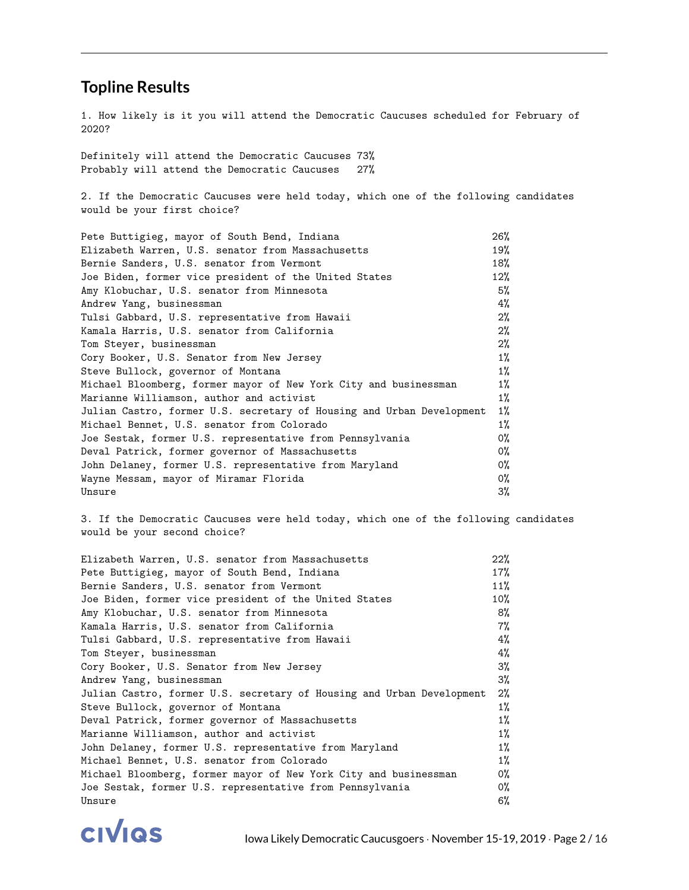## Topline Results

1. How likely is it you will attend the Democratic Caucuses scheduled for February of 2020?

| | |
|---|---|
| Definitely will attend the Democratic Caucuses | 73% |
| Probably will attend the Democratic Caucuses | 27% |

2. If the Democratic Caucuses were held today, which one of the following candidates would be your first choice?

| | |
|---|---|
| Pete Buttigieg, mayor of South Bend, Indiana | 26% |
| Elizabeth Warren, U.S. senator from Massachusetts | 19% |
| Bernie Sanders, U.S. senator from Vermont | 18% |
| Joe Biden, former vice president of the United States | 12% |
| Amy Klobuchar, U.S. senator from Minnesota | 5% |
| Andrew Yang, businessman | 4% |
| Tulsi Gabbard, U.S. representative from Hawaii | 2% |
| Kamala Harris, U.S. senator from California | 2% |
| Tom Steyer, businessman | 2% |
| Cory Booker, U.S. Senator from New Jersey | 1% |
| Steve Bullock, governor of Montana | 1% |
| Michael Bloomberg, former mayor of New York City and businessman | 1% |
| Marianne Williamson, author and activist | 1% |
| Julian Castro, former U.S. secretary of Housing and Urban Development | 1% |
| Michael Bennet, U.S. senator from Colorado | 1% |
| Joe Sestak, former U.S. representative from Pennsylvania | 0% |
| Deval Patrick, former governor of Massachusetts | 0% |
| John Delaney, former U.S. representative from Maryland | 0% |
| Wayne Messam, mayor of Miramar Florida | 0% |
| Unsure | 3% |

3. If the Democratic Caucuses were held today, which one of the following candidates would be your second choice?

| | |
|---|---|
| Elizabeth Warren, U.S. senator from Massachusetts | 22% |
| Pete Buttigieg, mayor of South Bend, Indiana | 17% |
| Bernie Sanders, U.S. senator from Vermont | 11% |
| Joe Biden, former vice president of the United States | 10% |
| Amy Klobuchar, U.S. senator from Minnesota | 8% |
| Kamala Harris, U.S. senator from California | 7% |
| Tulsi Gabbard, U.S. representative from Hawaii | 4% |
| Tom Steyer, businessman | 4% |
| Cory Booker, U.S. Senator from New Jersey | 3% |
| Andrew Yang, businessman | 3% |
| Julian Castro, former U.S. secretary of Housing and Urban Development | 2% |
| Steve Bullock, governor of Montana | 1% |
| Deval Patrick, former governor of Massachusetts | 1% |
| Marianne Williamson, author and activist | 1% |
| John Delaney, former U.S. representative from Maryland | 1% |
| Michael Bennet, U.S. senator from Colorado | 1% |
| Michael Bloomberg, former mayor of New York City and businessman | 0% |
| Joe Sestak, former U.S. representative from Pennsylvania | 0% |
| Unsure | 6% |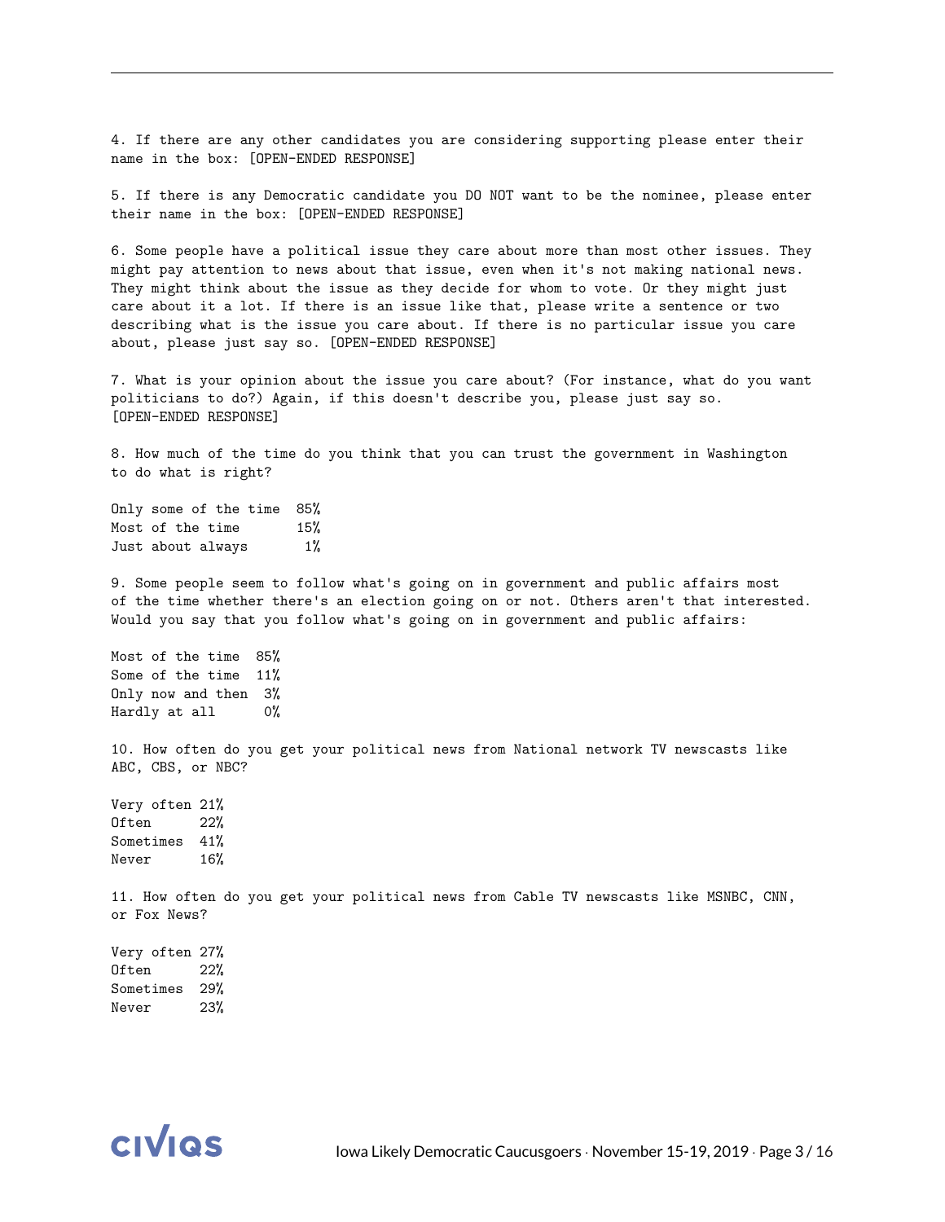4. If there are any other candidates you are considering supporting please enter their name in the box: [OPEN-ENDED RESPONSE]

5. If there is any Democratic candidate you DO NOT want to be the nominee, please enter their name in the box: [OPEN-ENDED RESPONSE]

6. Some people have a political issue they care about more than most other issues. They might pay attention to news about that issue, even when it's not making national news. They might think about the issue as they decide for whom to vote. Or they might just care about it a lot. If there is an issue like that, please write a sentence or two describing what is the issue you care about. If there is no particular issue you care about, please just say so. [OPEN-ENDED RESPONSE]

7. What is your opinion about the issue you care about? (For instance, what do you want politicians to do?) Again, if this doesn't describe you, please just say so. [OPEN-ENDED RESPONSE]

8. How much of the time do you think that you can trust the government in Washington to do what is right?

| | |
|---|---|
| Only some of the time | 85% |
| Most of the time | 15% |
| Just about always | 1% |

9. Some people seem to follow what's going on in government and public affairs most of the time whether there's an election going on or not. Others aren't that interested. Would you say that you follow what's going on in government and public affairs:

| | |
|---|---|
| Most of the time | 85% |
| Some of the time | 11% |
| Only now and then | 3% |
| Hardly at all | 0% |

10. How often do you get your political news from National network TV newscasts like ABC, CBS, or NBC?

| | |
|---|---|
| Very often | 21% |
| Often | 22% |
| Sometimes | 41% |
| Never | 16% |

11. How often do you get your political news from Cable TV newscasts like MSNBC, CNN, or Fox News?

| | |
|---|---|
| Very often | 27% |
| Often | 22% |
| Sometimes | 29% |
| Never | 23% |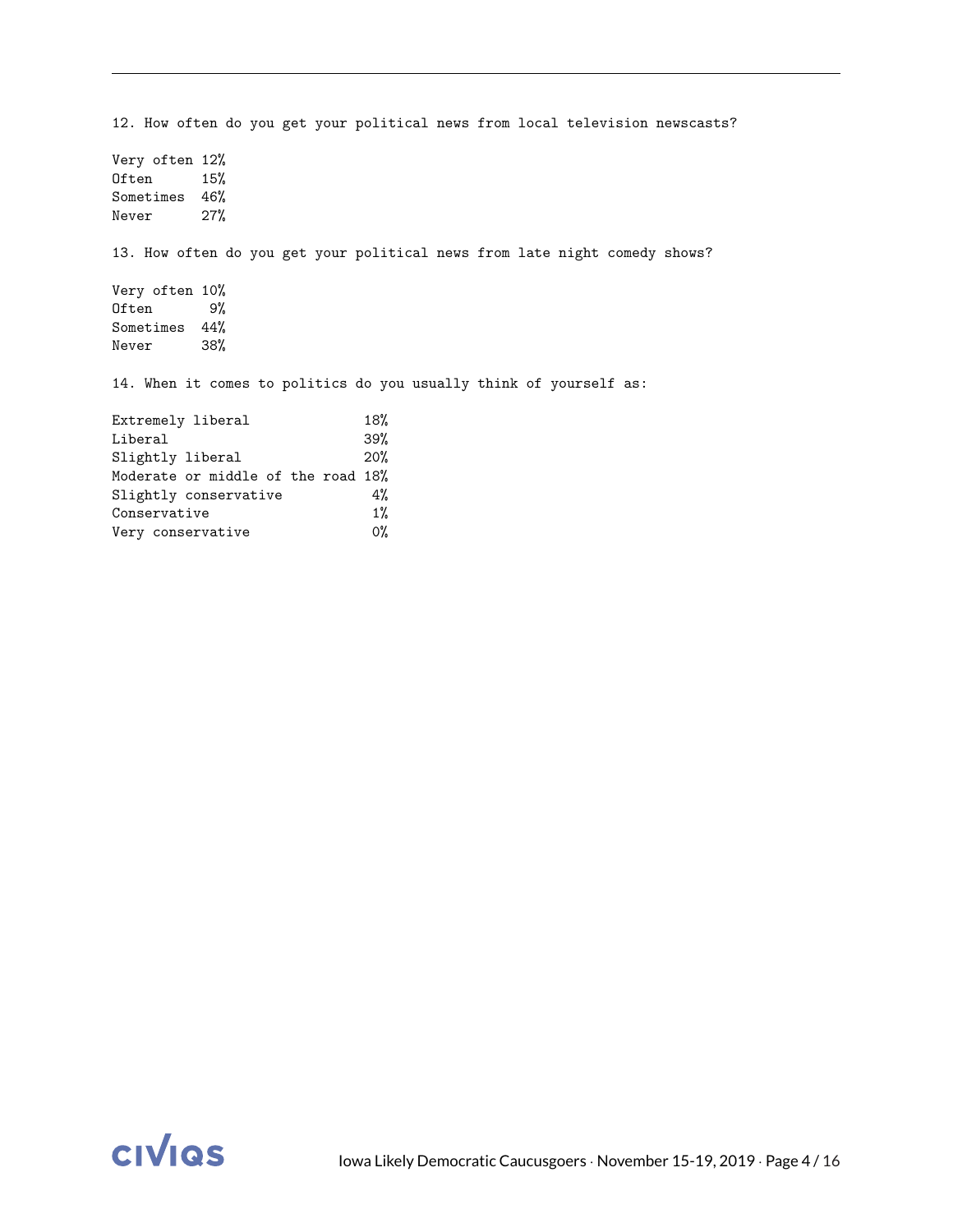12. How often do you get your political news from local television newscasts?

| | |
|---|---|
| Very often | 12% |
| Often | 15% |
| Sometimes | 46% |
| Never | 27% |

13. How often do you get your political news from late night comedy shows?

| | |
|---|---|
| Very often | 10% |
| Often | 9% |
| Sometimes | 44% |
| Never | 38% |

14. When it comes to politics do you usually think of yourself as:

| | |
|---|---|
| Extremely liberal | 18% |
| Liberal | 39% |
| Slightly liberal | 20% |
| Moderate or middle of the road | 18% |
| Slightly conservative | 4% |
| Conservative | 1% |
| Very conservative | 0% |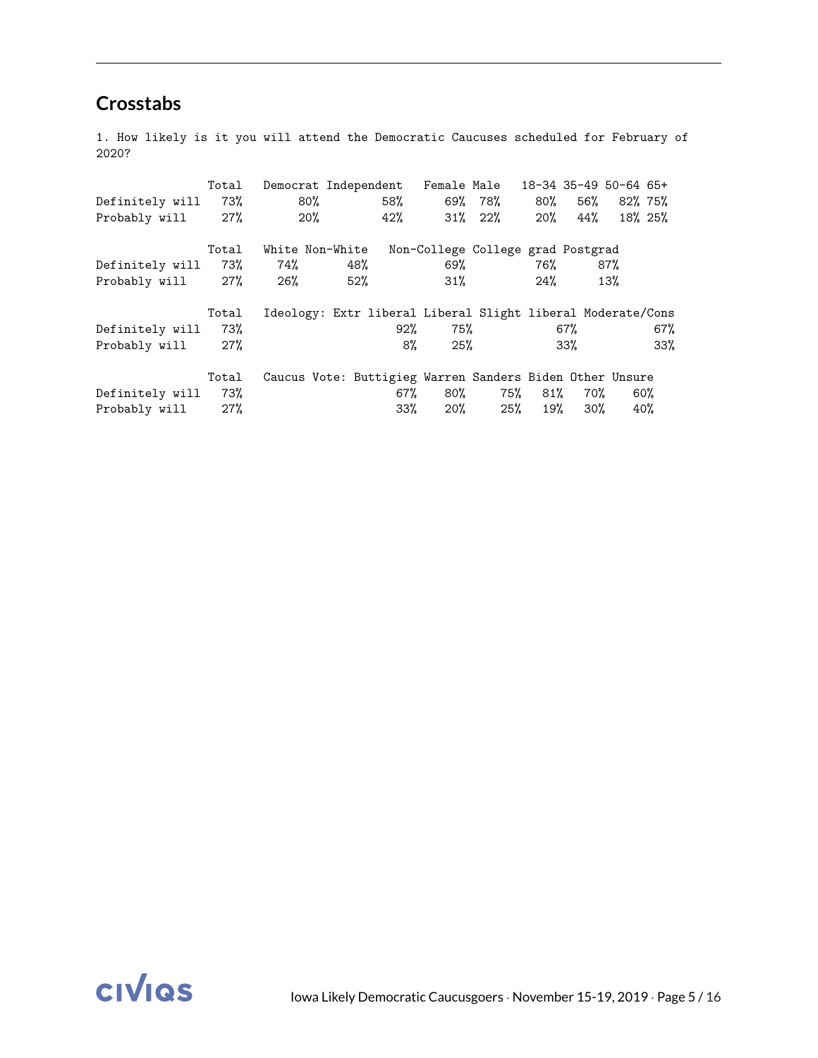## Crosstabs

1. How likely is it you will attend the Democratic Caucuses scheduled for February of 2020?

| | Total | Democrat | Independent | Female | Male | 18-34 | 35-49 | 50-64 | 65+ |
|---|---|---|---|---|---|---|---|---|---|
| Definitely will | 73% | 80% | 58% | 69% | 78% | 80% | 56% | 82% | 75% |
| Probably will | 27% | 20% | 42% | 31% | 22% | 20% | 44% | 18% | 25% |

| | Total | White | Non-White | Non-College | College grad | Postgrad |
|---|---|---|---|---|---|---|
| Definitely will | 73% | 74% | 48% | 69% | 76% | 87% |
| Probably will | 27% | 26% | 52% | 31% | 24% | 13% |

| | Total | Ideology: Extr liberal | Liberal | Slight liberal | Moderate/Cons |
|---|---|---|---|---|---|
| Definitely will | 73% | 92% | 75% | 67% | 67% |
| Probably will | 27% | 8% | 25% | 33% | 33% |

| | Total | Caucus Vote: Buttigieg | Warren | Sanders | Biden | Other | Unsure |
|---|---|---|---|---|---|---|---|
| Definitely will | 73% | 67% | 80% | 75% | 81% | 70% | 60% |
| Probably will | 27% | 33% | 20% | 25% | 19% | 30% | 40% |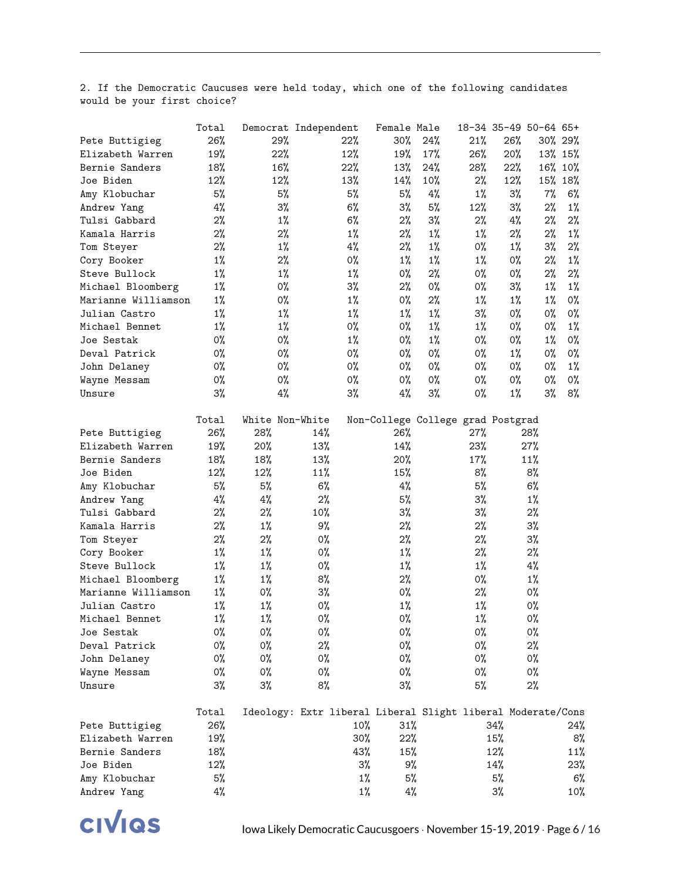2. If the Democratic Caucuses were held today, which one of the following candidates would be your first choice?

| | Total | Democrat | Independent | Female | Male | 18-34 | 35-49 | 50-64 | 65+ |
|---|---|---|---|---|---|---|---|---|---|
| Pete Buttigieg | 26% | 29% | 22% | 30% | 24% | 21% | 26% | 30% | 29% |
| Elizabeth Warren | 19% | 22% | 12% | 19% | 17% | 26% | 20% | 13% | 15% |
| Bernie Sanders | 18% | 16% | 22% | 13% | 24% | 28% | 22% | 16% | 10% |
| Joe Biden | 12% | 12% | 13% | 14% | 10% | 2% | 12% | 15% | 18% |
| Amy Klobuchar | 5% | 5% | 5% | 5% | 4% | 1% | 3% | 7% | 6% |
| Andrew Yang | 4% | 3% | 6% | 3% | 5% | 12% | 3% | 2% | 1% |
| Tulsi Gabbard | 2% | 1% | 6% | 2% | 3% | 2% | 4% | 2% | 2% |
| Kamala Harris | 2% | 2% | 1% | 2% | 1% | 1% | 2% | 2% | 1% |
| Tom Steyer | 2% | 1% | 4% | 2% | 1% | 0% | 1% | 3% | 2% |
| Cory Booker | 1% | 2% | 0% | 1% | 1% | 1% | 0% | 2% | 1% |
| Steve Bullock | 1% | 1% | 1% | 0% | 2% | 0% | 0% | 2% | 2% |
| Michael Bloomberg | 1% | 0% | 3% | 2% | 0% | 0% | 3% | 1% | 1% |
| Marianne Williamson | 1% | 0% | 1% | 0% | 2% | 1% | 1% | 1% | 0% |
| Julian Castro | 1% | 1% | 1% | 1% | 1% | 3% | 0% | 0% | 0% |
| Michael Bennet | 1% | 1% | 0% | 0% | 1% | 1% | 0% | 0% | 1% |
| Joe Sestak | 0% | 0% | 1% | 0% | 1% | 0% | 0% | 1% | 0% |
| Deval Patrick | 0% | 0% | 0% | 0% | 0% | 0% | 1% | 0% | 0% |
| John Delaney | 0% | 0% | 0% | 0% | 0% | 0% | 0% | 0% | 1% |
| Wayne Messam | 0% | 0% | 0% | 0% | 0% | 0% | 0% | 0% | 0% |
| Unsure | 3% | 4% | 3% | 4% | 3% | 0% | 1% | 3% | 8% |

| | Total | White | Non-White | Non-College | College grad | Postgrad |
|---|---|---|---|---|---|---|
| Pete Buttigieg | 26% | 28% | 14% | 26% | 27% | 28% |
| Elizabeth Warren | 19% | 20% | 13% | 14% | 23% | 27% |
| Bernie Sanders | 18% | 18% | 13% | 20% | 17% | 11% |
| Joe Biden | 12% | 12% | 11% | 15% | 8% | 8% |
| Amy Klobuchar | 5% | 5% | 6% | 4% | 5% | 6% |
| Andrew Yang | 4% | 4% | 2% | 5% | 3% | 1% |
| Tulsi Gabbard | 2% | 2% | 10% | 3% | 3% | 2% |
| Kamala Harris | 2% | 1% | 9% | 2% | 2% | 3% |
| Tom Steyer | 2% | 2% | 0% | 2% | 2% | 3% |
| Cory Booker | 1% | 1% | 0% | 1% | 2% | 2% |
| Steve Bullock | 1% | 1% | 0% | 1% | 1% | 4% |
| Michael Bloomberg | 1% | 1% | 8% | 2% | 0% | 1% |
| Marianne Williamson | 1% | 0% | 3% | 0% | 2% | 0% |
| Julian Castro | 1% | 1% | 0% | 1% | 1% | 0% |
| Michael Bennet | 1% | 1% | 0% | 0% | 1% | 0% |
| Joe Sestak | 0% | 0% | 0% | 0% | 0% | 0% |
| Deval Patrick | 0% | 0% | 2% | 0% | 0% | 2% |
| John Delaney | 0% | 0% | 0% | 0% | 0% | 0% |
| Wayne Messam | 0% | 0% | 0% | 0% | 0% | 0% |
| Unsure | 3% | 3% | 8% | 3% | 5% | 2% |

| | Total | Ideology: Extr liberal | Liberal | Slight liberal | Moderate/Cons |
|---|---|---|---|---|---|
| Pete Buttigieg | 26% | 10% | 31% | 34% | 24% |
| Elizabeth Warren | 19% | 30% | 22% | 15% | 8% |
| Bernie Sanders | 18% | 43% | 15% | 12% | 11% |
| Joe Biden | 12% | 3% | 9% | 14% | 23% |
| Amy Klobuchar | 5% | 1% | 5% | 5% | 6% |
| Andrew Yang | 4% | 1% | 4% | 3% | 10% |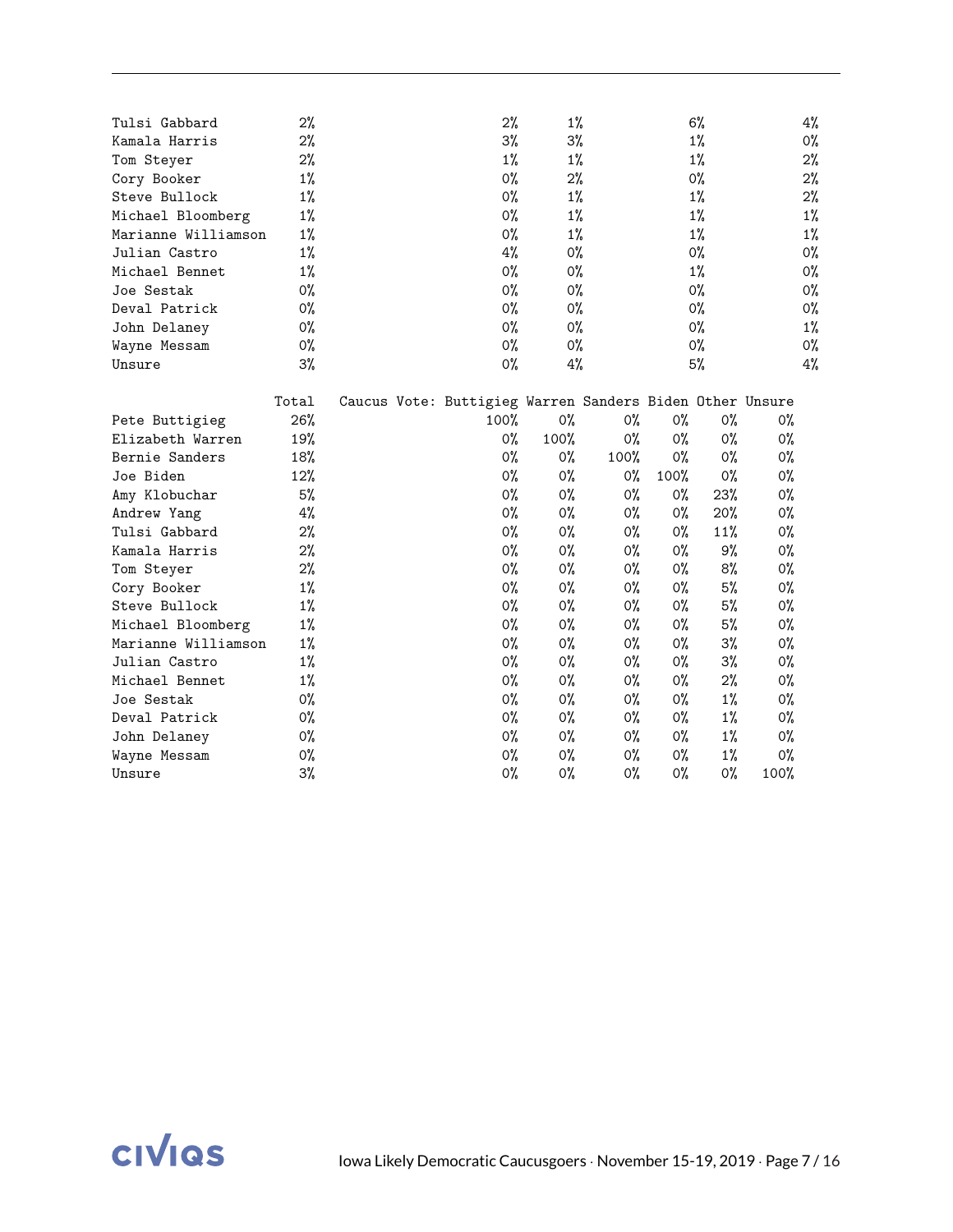| | | | | | |
|---|---|---|---|---|---|
| Tulsi Gabbard | 2% | 2% | 1% | 6% | 4% |
| Kamala Harris | 2% | 3% | 3% | 1% | 0% |
| Tom Steyer | 2% | 1% | 1% | 1% | 2% |
| Cory Booker | 1% | 0% | 2% | 0% | 2% |
| Steve Bullock | 1% | 0% | 1% | 1% | 2% |
| Michael Bloomberg | 1% | 0% | 1% | 1% | 1% |
| Marianne Williamson | 1% | 0% | 1% | 1% | 1% |
| Julian Castro | 1% | 4% | 0% | 0% | 0% |
| Michael Bennet | 1% | 0% | 0% | 1% | 0% |
| Joe Sestak | 0% | 0% | 0% | 0% | 0% |
| Deval Patrick | 0% | 0% | 0% | 0% | 0% |
| John Delaney | 0% | 0% | 0% | 0% | 1% |
| Wayne Messam | 0% | 0% | 0% | 0% | 0% |
| Unsure | 3% | 0% | 4% | 5% | 4% |

| | Total | Caucus Vote: Buttigieg | Warren | Sanders | Biden | Other | Unsure |
|---|---|---|---|---|---|---|---|
| Pete Buttigieg | 26% | 100% | 0% | 0% | 0% | 0% | 0% |
| Elizabeth Warren | 19% | 0% | 100% | 0% | 0% | 0% | 0% |
| Bernie Sanders | 18% | 0% | 0% | 100% | 0% | 0% | 0% |
| Joe Biden | 12% | 0% | 0% | 0% | 100% | 0% | 0% |
| Amy Klobuchar | 5% | 0% | 0% | 0% | 0% | 23% | 0% |
| Andrew Yang | 4% | 0% | 0% | 0% | 0% | 20% | 0% |
| Tulsi Gabbard | 2% | 0% | 0% | 0% | 0% | 11% | 0% |
| Kamala Harris | 2% | 0% | 0% | 0% | 0% | 9% | 0% |
| Tom Steyer | 2% | 0% | 0% | 0% | 0% | 8% | 0% |
| Cory Booker | 1% | 0% | 0% | 0% | 0% | 5% | 0% |
| Steve Bullock | 1% | 0% | 0% | 0% | 0% | 5% | 0% |
| Michael Bloomberg | 1% | 0% | 0% | 0% | 0% | 5% | 0% |
| Marianne Williamson | 1% | 0% | 0% | 0% | 0% | 3% | 0% |
| Julian Castro | 1% | 0% | 0% | 0% | 0% | 3% | 0% |
| Michael Bennet | 1% | 0% | 0% | 0% | 0% | 2% | 0% |
| Joe Sestak | 0% | 0% | 0% | 0% | 0% | 1% | 0% |
| Deval Patrick | 0% | 0% | 0% | 0% | 0% | 1% | 0% |
| John Delaney | 0% | 0% | 0% | 0% | 0% | 1% | 0% |
| Wayne Messam | 0% | 0% | 0% | 0% | 0% | 1% | 0% |
| Unsure | 3% | 0% | 0% | 0% | 0% | 0% | 100% |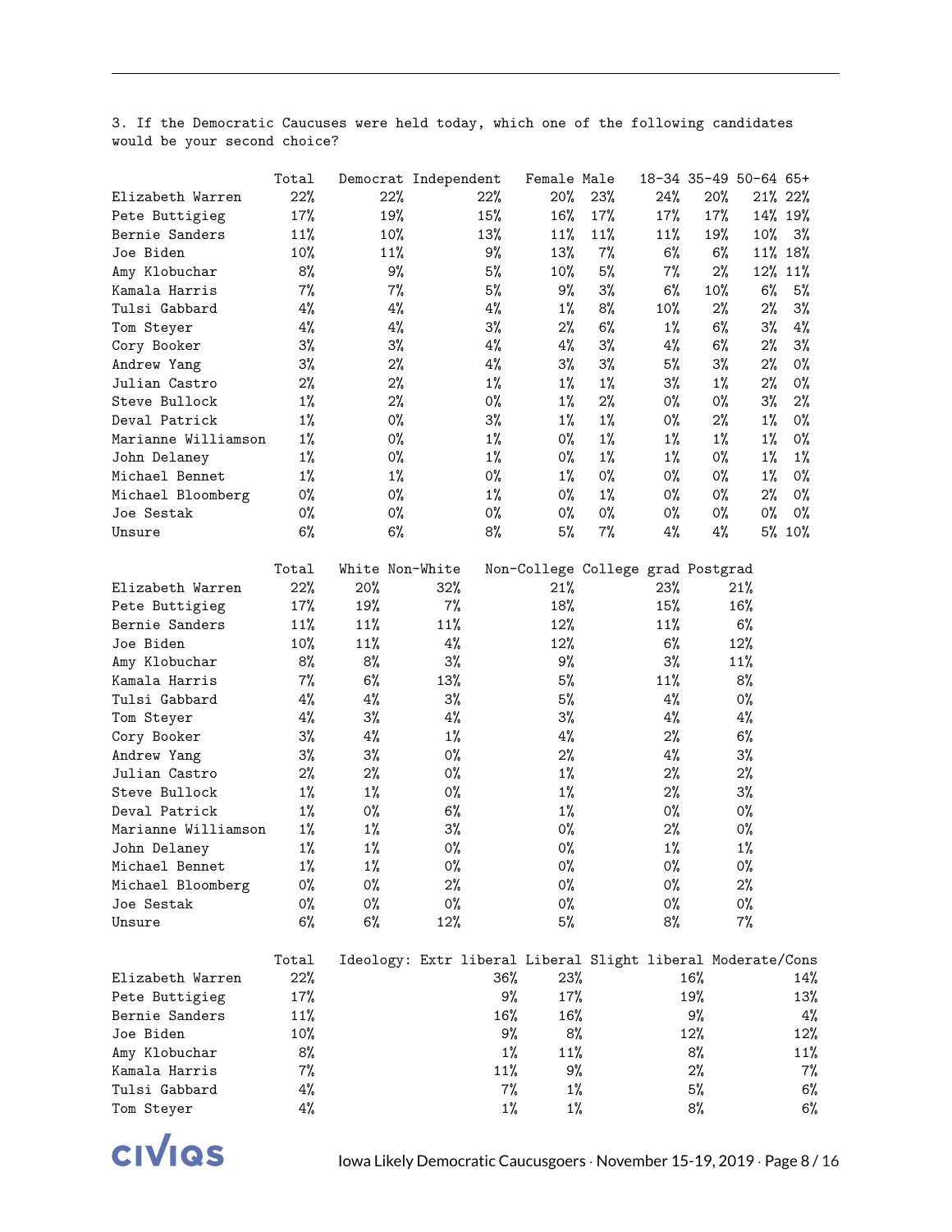3. If the Democratic Caucuses were held today, which one of the following candidates would be your second choice?

| | Total | Democrat | Independent | Female | Male | 18-34 | 35-49 | 50-64 | 65+ |
|---|---|---|---|---|---|---|---|---|---|
| Elizabeth Warren | 22% | 22% | 22% | 20% | 23% | 24% | 20% | 21% | 22% |
| Pete Buttigieg | 17% | 19% | 15% | 16% | 17% | 17% | 17% | 14% | 19% |
| Bernie Sanders | 11% | 10% | 13% | 11% | 11% | 11% | 19% | 10% | 3% |
| Joe Biden | 10% | 11% | 9% | 13% | 7% | 6% | 6% | 11% | 18% |
| Amy Klobuchar | 8% | 9% | 5% | 10% | 5% | 7% | 2% | 12% | 11% |
| Kamala Harris | 7% | 7% | 5% | 9% | 3% | 6% | 10% | 6% | 5% |
| Tulsi Gabbard | 4% | 4% | 4% | 1% | 8% | 10% | 2% | 2% | 3% |
| Tom Steyer | 4% | 4% | 3% | 2% | 6% | 1% | 6% | 3% | 4% |
| Cory Booker | 3% | 3% | 4% | 4% | 3% | 4% | 6% | 2% | 3% |
| Andrew Yang | 3% | 2% | 4% | 3% | 3% | 5% | 3% | 2% | 0% |
| Julian Castro | 2% | 2% | 1% | 1% | 1% | 3% | 1% | 2% | 0% |
| Steve Bullock | 1% | 2% | 0% | 1% | 2% | 0% | 0% | 3% | 2% |
| Deval Patrick | 1% | 0% | 3% | 1% | 1% | 0% | 2% | 1% | 0% |
| Marianne Williamson | 1% | 0% | 1% | 0% | 1% | 1% | 1% | 1% | 0% |
| John Delaney | 1% | 0% | 1% | 0% | 1% | 1% | 0% | 1% | 1% |
| Michael Bennet | 1% | 1% | 0% | 1% | 0% | 0% | 0% | 1% | 0% |
| Michael Bloomberg | 0% | 0% | 1% | 0% | 1% | 0% | 0% | 2% | 0% |
| Joe Sestak | 0% | 0% | 0% | 0% | 0% | 0% | 0% | 0% | 0% |
| Unsure | 6% | 6% | 8% | 5% | 7% | 4% | 4% | 5% | 10% |

| | Total | White | Non-White | Non-College | College grad | Postgrad |
|---|---|---|---|---|---|---|
| Elizabeth Warren | 22% | 20% | 32% | 21% | 23% | 21% |
| Pete Buttigieg | 17% | 19% | 7% | 18% | 15% | 16% |
| Bernie Sanders | 11% | 11% | 11% | 12% | 11% | 6% |
| Joe Biden | 10% | 11% | 4% | 12% | 6% | 12% |
| Amy Klobuchar | 8% | 8% | 3% | 9% | 3% | 11% |
| Kamala Harris | 7% | 6% | 13% | 5% | 11% | 8% |
| Tulsi Gabbard | 4% | 4% | 3% | 5% | 4% | 0% |
| Tom Steyer | 4% | 3% | 4% | 3% | 4% | 4% |
| Cory Booker | 3% | 4% | 1% | 4% | 2% | 6% |
| Andrew Yang | 3% | 3% | 0% | 2% | 4% | 3% |
| Julian Castro | 2% | 2% | 0% | 1% | 2% | 2% |
| Steve Bullock | 1% | 1% | 0% | 1% | 2% | 3% |
| Deval Patrick | 1% | 0% | 6% | 1% | 0% | 0% |
| Marianne Williamson | 1% | 1% | 3% | 0% | 2% | 0% |
| John Delaney | 1% | 1% | 0% | 0% | 1% | 1% |
| Michael Bennet | 1% | 1% | 0% | 0% | 0% | 0% |
| Michael Bloomberg | 0% | 0% | 2% | 0% | 0% | 2% |
| Joe Sestak | 0% | 0% | 0% | 0% | 0% | 0% |
| Unsure | 6% | 6% | 12% | 5% | 8% | 7% |

| | Total | Ideology: Extr liberal | Liberal | Slight liberal | Moderate/Cons |
|---|---|---|---|---|---|
| Elizabeth Warren | 22% | 36% | 23% | 16% | 14% |
| Pete Buttigieg | 17% | 9% | 17% | 19% | 13% |
| Bernie Sanders | 11% | 16% | 16% | 9% | 4% |
| Joe Biden | 10% | 9% | 8% | 12% | 12% |
| Amy Klobuchar | 8% | 1% | 11% | 8% | 11% |
| Kamala Harris | 7% | 11% | 9% | 2% | 7% |
| Tulsi Gabbard | 4% | 7% | 1% | 5% | 6% |
| Tom Steyer | 4% | 1% | 1% | 8% | 6% |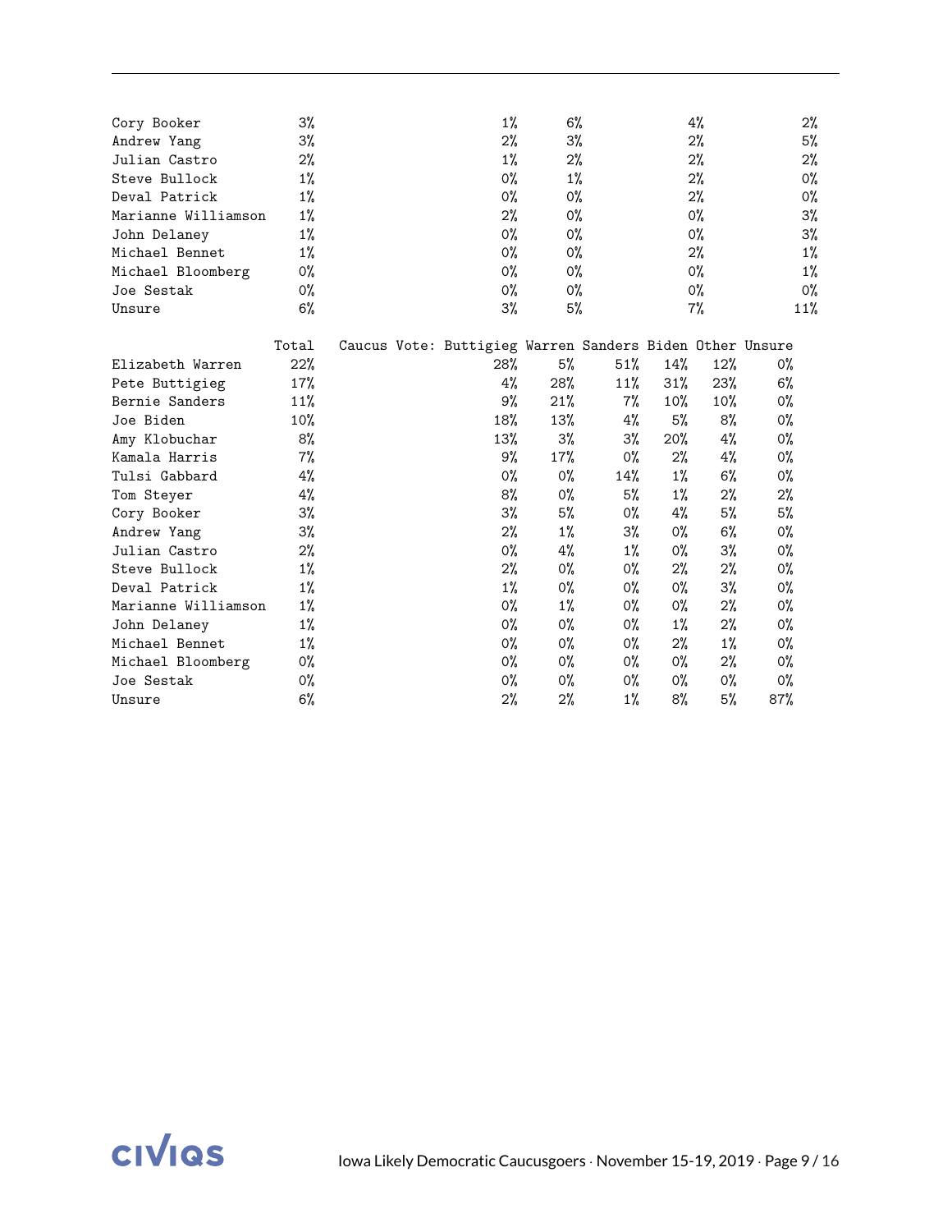| | | | | | |
|---|---|---|---|---|---|
| Cory Booker | 3% | 1% | 6% | 4% | 2% |
| Andrew Yang | 3% | 2% | 3% | 2% | 5% |
| Julian Castro | 2% | 1% | 2% | 2% | 2% |
| Steve Bullock | 1% | 0% | 1% | 2% | 0% |
| Deval Patrick | 1% | 0% | 0% | 2% | 0% |
| Marianne Williamson | 1% | 2% | 0% | 0% | 3% |
| John Delaney | 1% | 0% | 0% | 0% | 3% |
| Michael Bennet | 1% | 0% | 0% | 2% | 1% |
| Michael Bloomberg | 0% | 0% | 0% | 0% | 1% |
| Joe Sestak | 0% | 0% | 0% | 0% | 0% |
| Unsure | 6% | 3% | 5% | 7% | 11% |

| | Total | Caucus Vote: Buttigieg | Warren | Sanders | Biden | Other | Unsure |
|---|---|---|---|---|---|---|---|
| Elizabeth Warren | 22% | 28% | 5% | 51% | 14% | 12% | 0% |
| Pete Buttigieg | 17% | 4% | 28% | 11% | 31% | 23% | 6% |
| Bernie Sanders | 11% | 9% | 21% | 7% | 10% | 10% | 0% |
| Joe Biden | 10% | 18% | 13% | 4% | 5% | 8% | 0% |
| Amy Klobuchar | 8% | 13% | 3% | 3% | 20% | 4% | 0% |
| Kamala Harris | 7% | 9% | 17% | 0% | 2% | 4% | 0% |
| Tulsi Gabbard | 4% | 0% | 0% | 14% | 1% | 6% | 0% |
| Tom Steyer | 4% | 8% | 0% | 5% | 1% | 2% | 2% |
| Cory Booker | 3% | 3% | 5% | 0% | 4% | 5% | 5% |
| Andrew Yang | 3% | 2% | 1% | 3% | 0% | 6% | 0% |
| Julian Castro | 2% | 0% | 4% | 1% | 0% | 3% | 0% |
| Steve Bullock | 1% | 2% | 0% | 0% | 2% | 2% | 0% |
| Deval Patrick | 1% | 1% | 0% | 0% | 0% | 3% | 0% |
| Marianne Williamson | 1% | 0% | 1% | 0% | 0% | 2% | 0% |
| John Delaney | 1% | 0% | 0% | 0% | 1% | 2% | 0% |
| Michael Bennet | 1% | 0% | 0% | 0% | 2% | 1% | 0% |
| Michael Bloomberg | 0% | 0% | 0% | 0% | 0% | 2% | 0% |
| Joe Sestak | 0% | 0% | 0% | 0% | 0% | 0% | 0% |
| Unsure | 6% | 2% | 2% | 1% | 8% | 5% | 87% |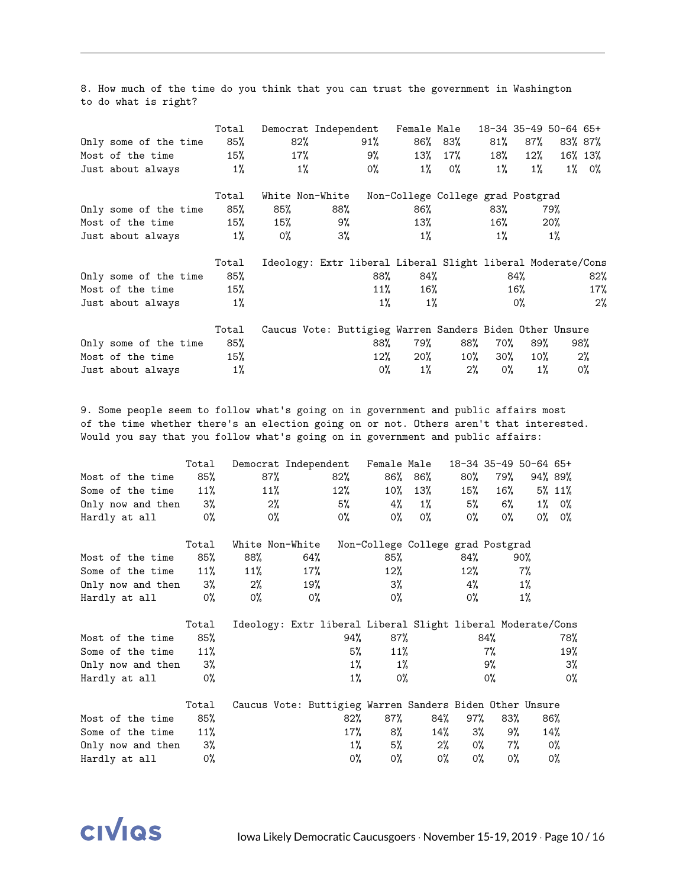8. How much of the time do you think that you can trust the government in Washington to do what is right?

| | Total | Democrat | Independent | Female | Male | 18-34 | 35-49 | 50-64 | 65+ |
|---|---|---|---|---|---|---|---|---|---|
| Only some of the time | 85% | 82% | 91% | 86% | 83% | 81% | 87% | 83% | 87% |
| Most of the time | 15% | 17% | 9% | 13% | 17% | 18% | 12% | 16% | 13% |
| Just about always | 1% | 1% | 0% | 1% | 0% | 1% | 1% | 1% | 0% |

| | Total | White | Non-White | Non-College | College grad | Postgrad |
|---|---|---|---|---|---|---|
| Only some of the time | 85% | 85% | 88% | 86% | 83% | 79% |
| Most of the time | 15% | 15% | 9% | 13% | 16% | 20% |
| Just about always | 1% | 0% | 3% | 1% | 1% | 1% |

| | Total | Ideology: Extr liberal | Liberal | Slight liberal | Moderate/Cons |
|---|---|---|---|---|---|
| Only some of the time | 85% | 88% | 84% | 84% | 82% |
| Most of the time | 15% | 11% | 16% | 16% | 17% |
| Just about always | 1% | 1% | 1% | 0% | 2% |

| | Total | Caucus Vote: Buttigieg | Warren | Sanders | Biden | Other | Unsure |
|---|---|---|---|---|---|---|---|
| Only some of the time | 85% | 88% | 79% | 88% | 70% | 89% | 98% |
| Most of the time | 15% | 12% | 20% | 10% | 30% | 10% | 2% |
| Just about always | 1% | 0% | 1% | 2% | 0% | 1% | 0% |

9. Some people seem to follow what's going on in government and public affairs most of the time whether there's an election going on or not. Others aren't that interested. Would you say that you follow what's going on in government and public affairs:

| | Total | Democrat | Independent | Female | Male | 18-34 | 35-49 | 50-64 | 65+ |
|---|---|---|---|---|---|---|---|---|---|
| Most of the time | 85% | 87% | 82% | 86% | 86% | 80% | 79% | 94% | 89% |
| Some of the time | 11% | 11% | 12% | 10% | 13% | 15% | 16% | 5% | 11% |
| Only now and then | 3% | 2% | 5% | 4% | 1% | 5% | 6% | 1% | 0% |
| Hardly at all | 0% | 0% | 0% | 0% | 0% | 0% | 0% | 0% | 0% |

| | Total | White | Non-White | Non-College | College grad | Postgrad |
|---|---|---|---|---|---|---|
| Most of the time | 85% | 88% | 64% | 85% | 84% | 90% |
| Some of the time | 11% | 11% | 17% | 12% | 12% | 7% |
| Only now and then | 3% | 2% | 19% | 3% | 4% | 1% |
| Hardly at all | 0% | 0% | 0% | 0% | 0% | 1% |

| | Total | Ideology: Extr liberal | Liberal | Slight liberal | Moderate/Cons |
|---|---|---|---|---|---|
| Most of the time | 85% | 94% | 87% | 84% | 78% |
| Some of the time | 11% | 5% | 11% | 7% | 19% |
| Only now and then | 3% | 1% | 1% | 9% | 3% |
| Hardly at all | 0% | 1% | 0% | 0% | 0% |

| | Total | Caucus Vote: Buttigieg | Warren | Sanders | Biden | Other | Unsure |
|---|---|---|---|---|---|---|---|
| Most of the time | 85% | 82% | 87% | 84% | 97% | 83% | 86% |
| Some of the time | 11% | 17% | 8% | 14% | 3% | 9% | 14% |
| Only now and then | 3% | 1% | 5% | 2% | 0% | 7% | 0% |
| Hardly at all | 0% | 0% | 0% | 0% | 0% | 0% | 0% |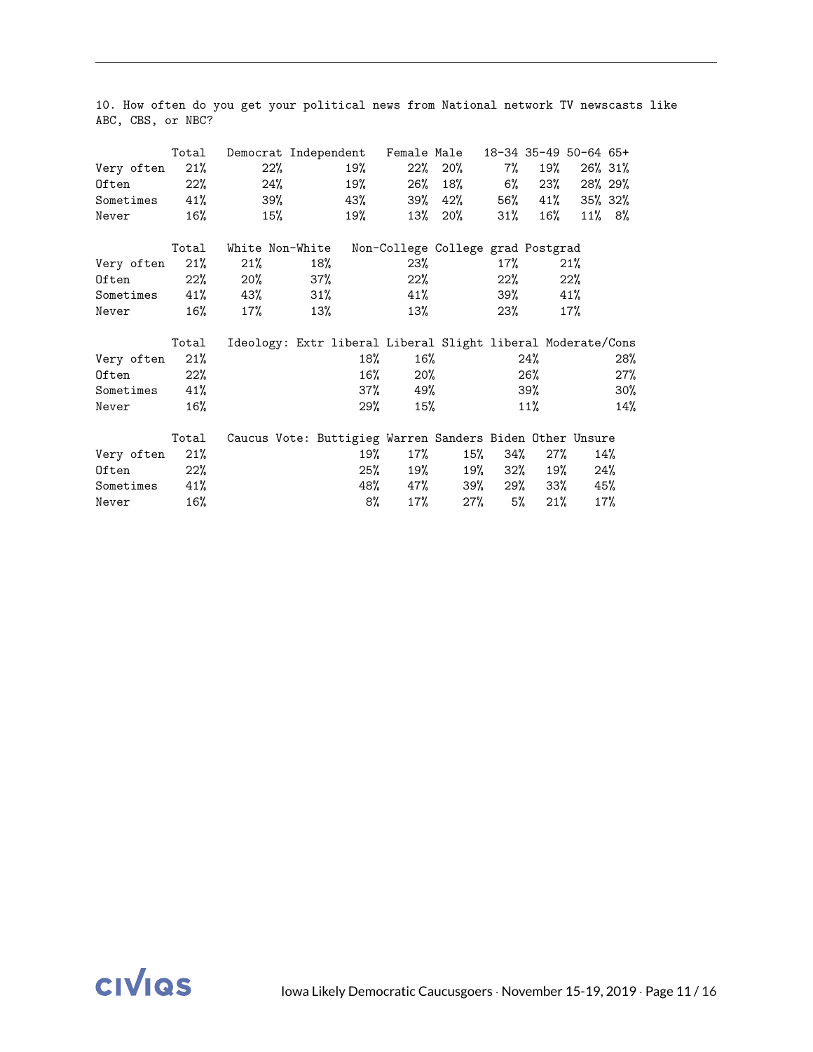10. How often do you get your political news from National network TV newscasts like ABC, CBS, or NBC?

| | Total | Democrat | Independent | Female | Male | 18-34 | 35-49 | 50-64 | 65+ |
|---|---|---|---|---|---|---|---|---|---|
| Very often | 21% | 22% | 19% | 22% | 20% | 7% | 19% | 26% | 31% |
| Often | 22% | 24% | 19% | 26% | 18% | 6% | 23% | 28% | 29% |
| Sometimes | 41% | 39% | 43% | 39% | 42% | 56% | 41% | 35% | 32% |
| Never | 16% | 15% | 19% | 13% | 20% | 31% | 16% | 11% | 8% |

| | Total | White | Non-White | Non-College | College grad | Postgrad |
|---|---|---|---|---|---|---|
| Very often | 21% | 21% | 18% | 23% | 17% | 21% |
| Often | 22% | 20% | 37% | 22% | 22% | 22% |
| Sometimes | 41% | 43% | 31% | 41% | 39% | 41% |
| Never | 16% | 17% | 13% | 13% | 23% | 17% |

| | Total | Ideology: Extr liberal | Liberal | Slight liberal | Moderate/Cons |
|---|---|---|---|---|---|
| Very often | 21% | 18% | 16% | 24% | 28% |
| Often | 22% | 16% | 20% | 26% | 27% |
| Sometimes | 41% | 37% | 49% | 39% | 30% |
| Never | 16% | 29% | 15% | 11% | 14% |

| | Total | Caucus Vote: Buttigieg | Warren | Sanders | Biden | Other | Unsure |
|---|---|---|---|---|---|---|---|
| Very often | 21% | 19% | 17% | 15% | 34% | 27% | 14% |
| Often | 22% | 25% | 19% | 19% | 32% | 19% | 24% |
| Sometimes | 41% | 48% | 47% | 39% | 29% | 33% | 45% |
| Never | 16% | 8% | 17% | 27% | 5% | 21% | 17% |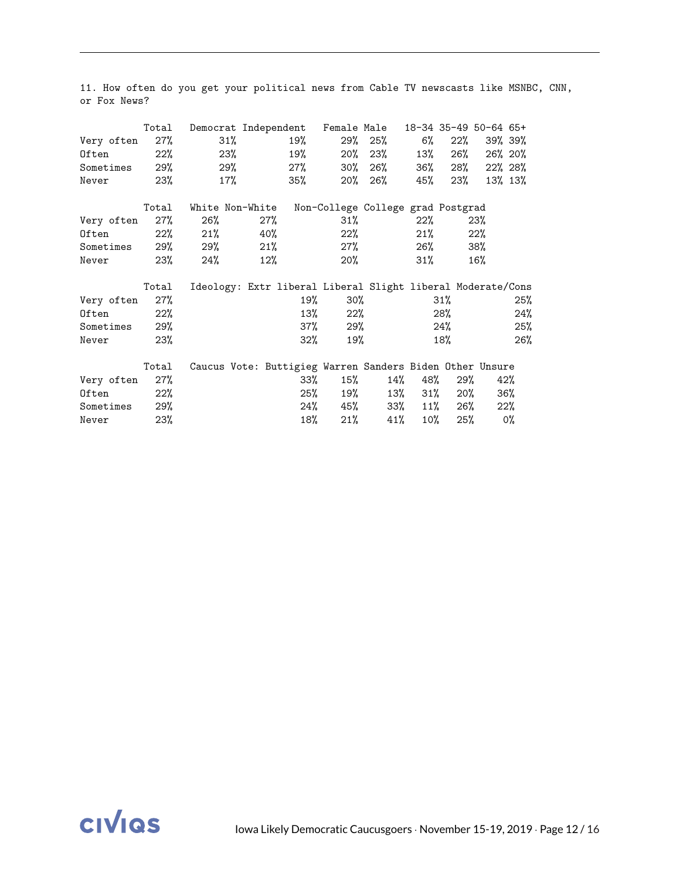11. How often do you get your political news from Cable TV newscasts like MSNBC, CNN, or Fox News?

| | Total | Democrat | Independent | Female | Male | 18-34 | 35-49 | 50-64 | 65+ |
|---|---|---|---|---|---|---|---|---|---|
| Very often | 27% | 31% | 19% | 29% | 25% | 6% | 22% | 39% | 39% |
| Often | 22% | 23% | 19% | 20% | 23% | 13% | 26% | 26% | 20% |
| Sometimes | 29% | 29% | 27% | 30% | 26% | 36% | 28% | 22% | 28% |
| Never | 23% | 17% | 35% | 20% | 26% | 45% | 23% | 13% | 13% |

| | Total | White | Non-White | Non-College | College grad | Postgrad |
|---|---|---|---|---|---|---|
| Very often | 27% | 26% | 27% | 31% | 22% | 23% |
| Often | 22% | 21% | 40% | 22% | 21% | 22% |
| Sometimes | 29% | 29% | 21% | 27% | 26% | 38% |
| Never | 23% | 24% | 12% | 20% | 31% | 16% |

| | Total | Ideology: Extr liberal | Liberal | Slight liberal | Moderate/Cons |
|---|---|---|---|---|---|
| Very often | 27% | 19% | 30% | 31% | 25% |
| Often | 22% | 13% | 22% | 28% | 24% |
| Sometimes | 29% | 37% | 29% | 24% | 25% |
| Never | 23% | 32% | 19% | 18% | 26% |

| | Total | Caucus Vote: Buttigieg | Warren | Sanders | Biden | Other | Unsure |
|---|---|---|---|---|---|---|---|
| Very often | 27% | 33% | 15% | 14% | 48% | 29% | 42% |
| Often | 22% | 25% | 19% | 13% | 31% | 20% | 36% |
| Sometimes | 29% | 24% | 45% | 33% | 11% | 26% | 22% |
| Never | 23% | 18% | 21% | 41% | 10% | 25% | 0% |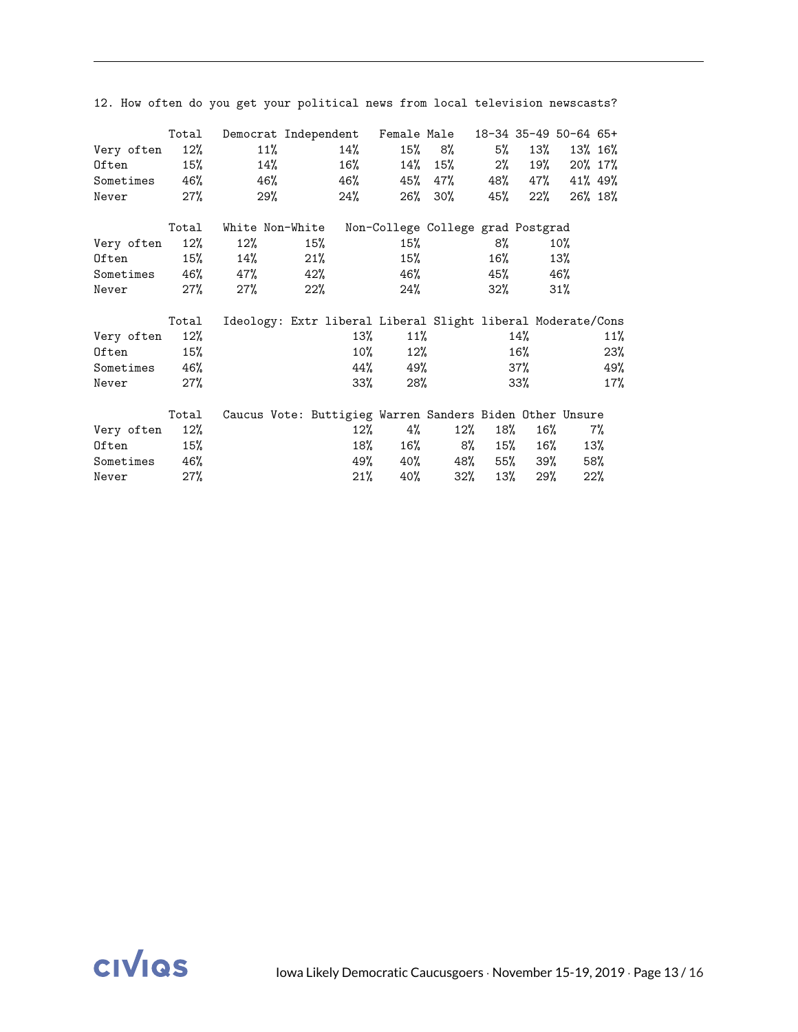12. How often do you get your political news from local television newscasts?

| | Total | Democrat | Independent | Female | Male | 18-34 | 35-49 | 50-64 | 65+ |
|---|---|---|---|---|---|---|---|---|---|
| Very often | 12% | 11% | 14% | 15% | 8% | 5% | 13% | 13% | 16% |
| Often | 15% | 14% | 16% | 14% | 15% | 2% | 19% | 20% | 17% |
| Sometimes | 46% | 46% | 46% | 45% | 47% | 48% | 47% | 41% | 49% |
| Never | 27% | 29% | 24% | 26% | 30% | 45% | 22% | 26% | 18% |

| | Total | White | Non-White | Non-College | College grad | Postgrad |
|---|---|---|---|---|---|---|
| Very often | 12% | 12% | 15% | 15% | 8% | 10% |
| Often | 15% | 14% | 21% | 15% | 16% | 13% |
| Sometimes | 46% | 47% | 42% | 46% | 45% | 46% |
| Never | 27% | 27% | 22% | 24% | 32% | 31% |

| | Total | Ideology: Extr liberal | Liberal | Slight liberal | Moderate/Cons |
|---|---|---|---|---|---|
| Very often | 12% | 13% | 11% | 14% | 11% |
| Often | 15% | 10% | 12% | 16% | 23% |
| Sometimes | 46% | 44% | 49% | 37% | 49% |
| Never | 27% | 33% | 28% | 33% | 17% |

| | Total | Caucus Vote: Buttigieg | Warren | Sanders | Biden | Other | Unsure |
|---|---|---|---|---|---|---|---|
| Very often | 12% | 12% | 4% | 12% | 18% | 16% | 7% |
| Often | 15% | 18% | 16% | 8% | 15% | 16% | 13% |
| Sometimes | 46% | 49% | 40% | 48% | 55% | 39% | 58% |
| Never | 27% | 21% | 40% | 32% | 13% | 29% | 22% |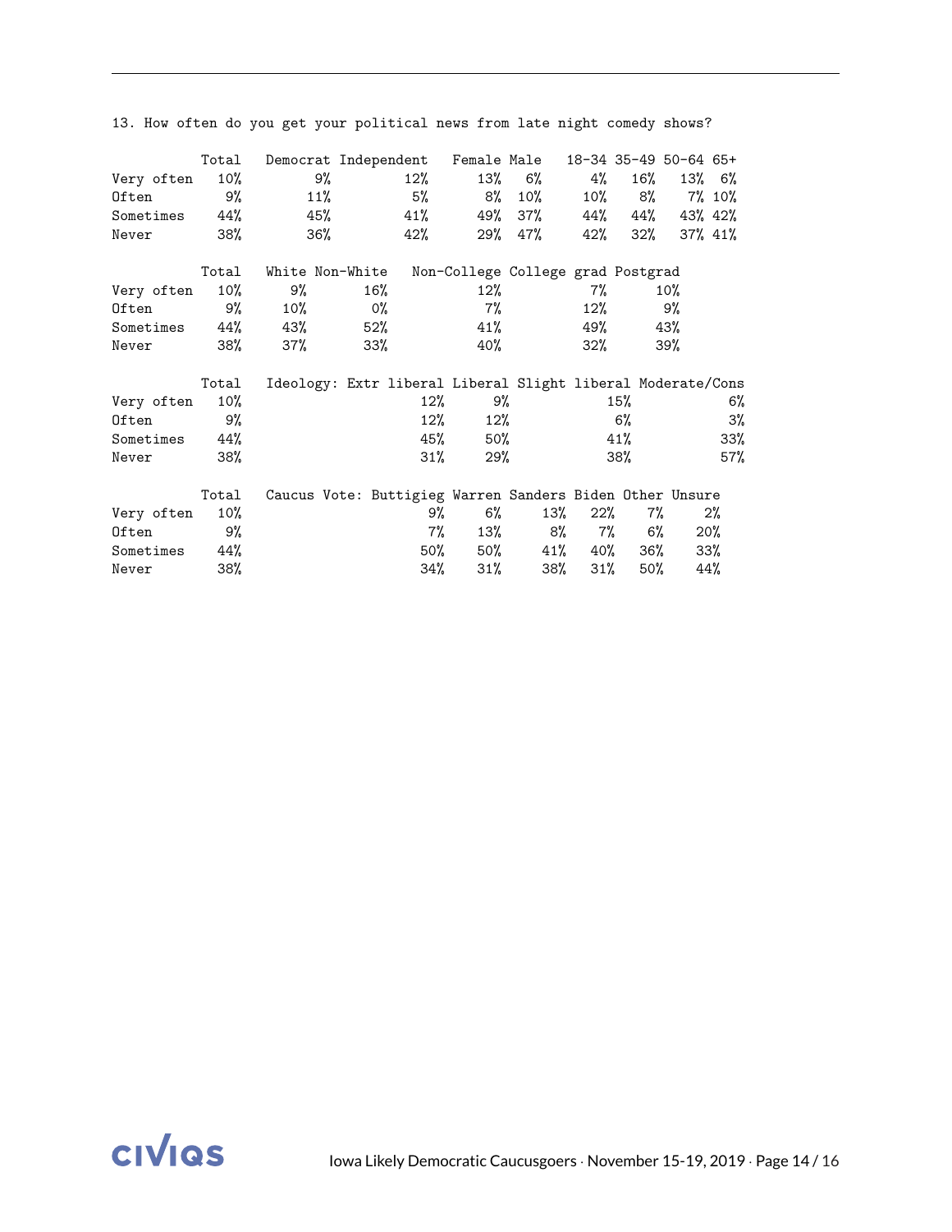13. How often do you get your political news from late night comedy shows?

| | Total | Democrat | Independent | Female | Male | 18-34 | 35-49 | 50-64 | 65+ |
|---|---|---|---|---|---|---|---|---|---|
| Very often | 10% | 9% | 12% | 13% | 6% | 4% | 16% | 13% | 6% |
| Often | 9% | 11% | 5% | 8% | 10% | 10% | 8% | 7% | 10% |
| Sometimes | 44% | 45% | 41% | 49% | 37% | 44% | 44% | 43% | 42% |
| Never | 38% | 36% | 42% | 29% | 47% | 42% | 32% | 37% | 41% |

| | Total | White | Non-White | Non-College | College grad | Postgrad |
|---|---|---|---|---|---|---|
| Very often | 10% | 9% | 16% | 12% | 7% | 10% |
| Often | 9% | 10% | 0% | 7% | 12% | 9% |
| Sometimes | 44% | 43% | 52% | 41% | 49% | 43% |
| Never | 38% | 37% | 33% | 40% | 32% | 39% |

| | Total | Ideology: Extr liberal | Liberal | Slight liberal | Moderate/Cons |
|---|---|---|---|---|---|
| Very often | 10% | 12% | 9% | 15% | 6% |
| Often | 9% | 12% | 12% | 6% | 3% |
| Sometimes | 44% | 45% | 50% | 41% | 33% |
| Never | 38% | 31% | 29% | 38% | 57% |

| | Total | Caucus Vote: Buttigieg | Warren | Sanders | Biden | Other | Unsure |
|---|---|---|---|---|---|---|---|
| Very often | 10% | 9% | 6% | 13% | 22% | 7% | 2% |
| Often | 9% | 7% | 13% | 8% | 7% | 6% | 20% |
| Sometimes | 44% | 50% | 50% | 41% | 40% | 36% | 33% |
| Never | 38% | 34% | 31% | 38% | 31% | 50% | 44% |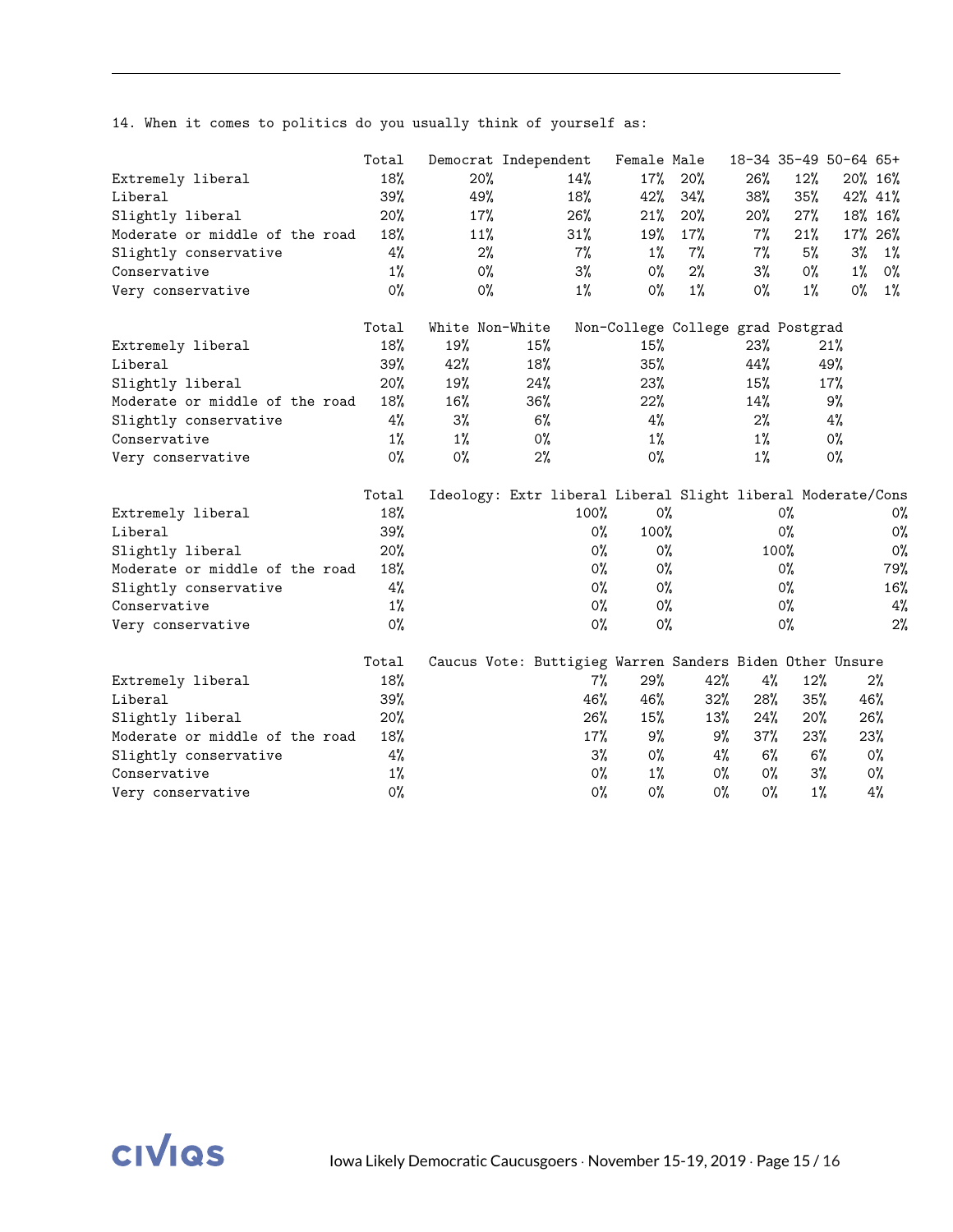14. When it comes to politics do you usually think of yourself as:

| | Total | Democrat | Independent | Female | Male | 18-34 | 35-49 | 50-64 | 65+ |
|---|---|---|---|---|---|---|---|---|---|
| Extremely liberal | 18% | 20% | 14% | 17% | 20% | 26% | 12% | 20% | 16% |
| Liberal | 39% | 49% | 18% | 42% | 34% | 38% | 35% | 42% | 41% |
| Slightly liberal | 20% | 17% | 26% | 21% | 20% | 20% | 27% | 18% | 16% |
| Moderate or middle of the road | 18% | 11% | 31% | 19% | 17% | 7% | 21% | 17% | 26% |
| Slightly conservative | 4% | 2% | 7% | 1% | 7% | 7% | 5% | 3% | 1% |
| Conservative | 1% | 0% | 3% | 0% | 2% | 3% | 0% | 1% | 0% |
| Very conservative | 0% | 0% | 1% | 0% | 1% | 0% | 1% | 0% | 1% |

| | Total | White | Non-White | Non-College | College grad | Postgrad |
|---|---|---|---|---|---|---|
| Extremely liberal | 18% | 19% | 15% | 15% | 23% | 21% |
| Liberal | 39% | 42% | 18% | 35% | 44% | 49% |
| Slightly liberal | 20% | 19% | 24% | 23% | 15% | 17% |
| Moderate or middle of the road | 18% | 16% | 36% | 22% | 14% | 9% |
| Slightly conservative | 4% | 3% | 6% | 4% | 2% | 4% |
| Conservative | 1% | 1% | 0% | 1% | 1% | 0% |
| Very conservative | 0% | 0% | 2% | 0% | 1% | 0% |

| | Total | Ideology: Extr liberal | Liberal | Slight liberal | Moderate/Cons |
|---|---|---|---|---|---|
| Extremely liberal | 18% | 100% | 0% | 0% | 0% |
| Liberal | 39% | 0% | 100% | 0% | 0% |
| Slightly liberal | 20% | 0% | 0% | 100% | 0% |
| Moderate or middle of the road | 18% | 0% | 0% | 0% | 79% |
| Slightly conservative | 4% | 0% | 0% | 0% | 16% |
| Conservative | 1% | 0% | 0% | 0% | 4% |
| Very conservative | 0% | 0% | 0% | 0% | 2% |

| | Total | Caucus Vote: Buttigieg | Warren | Sanders | Biden | Other | Unsure |
|---|---|---|---|---|---|---|---|
| Extremely liberal | 18% | 7% | 29% | 42% | 4% | 12% | 2% |
| Liberal | 39% | 46% | 46% | 32% | 28% | 35% | 46% |
| Slightly liberal | 20% | 26% | 15% | 13% | 24% | 20% | 26% |
| Moderate or middle of the road | 18% | 17% | 9% | 9% | 37% | 23% | 23% |
| Slightly conservative | 4% | 3% | 0% | 4% | 6% | 6% | 0% |
| Conservative | 1% | 0% | 1% | 0% | 0% | 3% | 0% |
| Very conservative | 0% | 0% | 0% | 0% | 0% | 1% | 4% |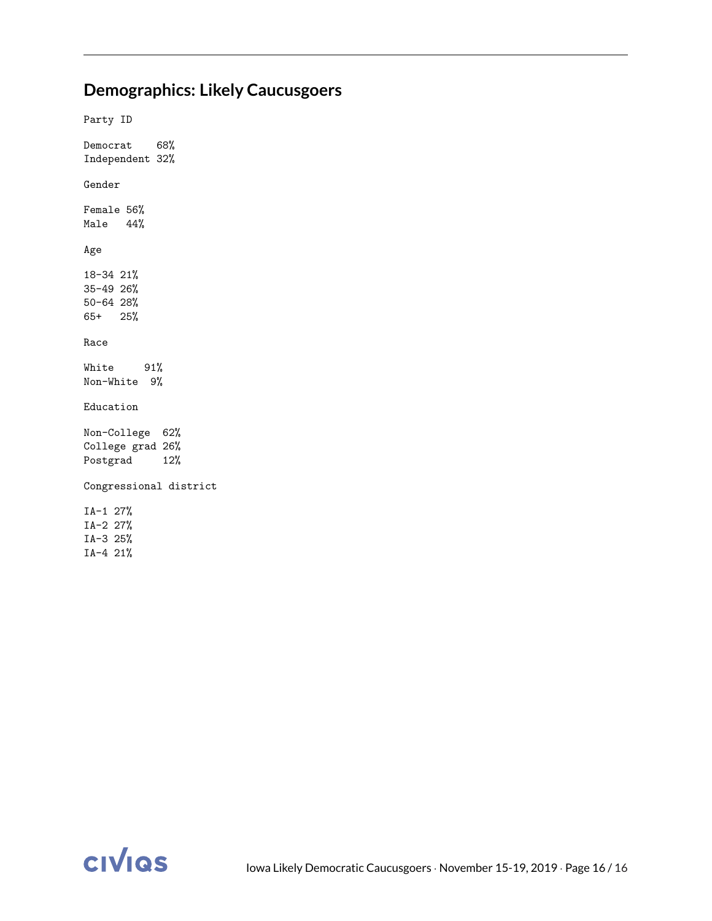## Demographics: Likely Caucusgoers

Party ID

| | |
|---|---|
| Democrat | 68% |
| Independent | 32% |

Gender

| | |
|---|---|
| Female | 56% |
| Male | 44% |

Age

| | |
|---|---|
| 18-34 | 21% |
| 35-49 | 26% |
| 50-64 | 28% |
| 65+ | 25% |

Race

| | |
|---|---|
| White | 91% |
| Non-White | 9% |

Education

| | |
|---|---|
| Non-College | 62% |
| College grad | 26% |
| Postgrad | 12% |

Congressional district

| | |
|---|---|
| IA-1 | 27% |
| IA-2 | 27% |
| IA-3 | 25% |
| IA-4 | 21% |